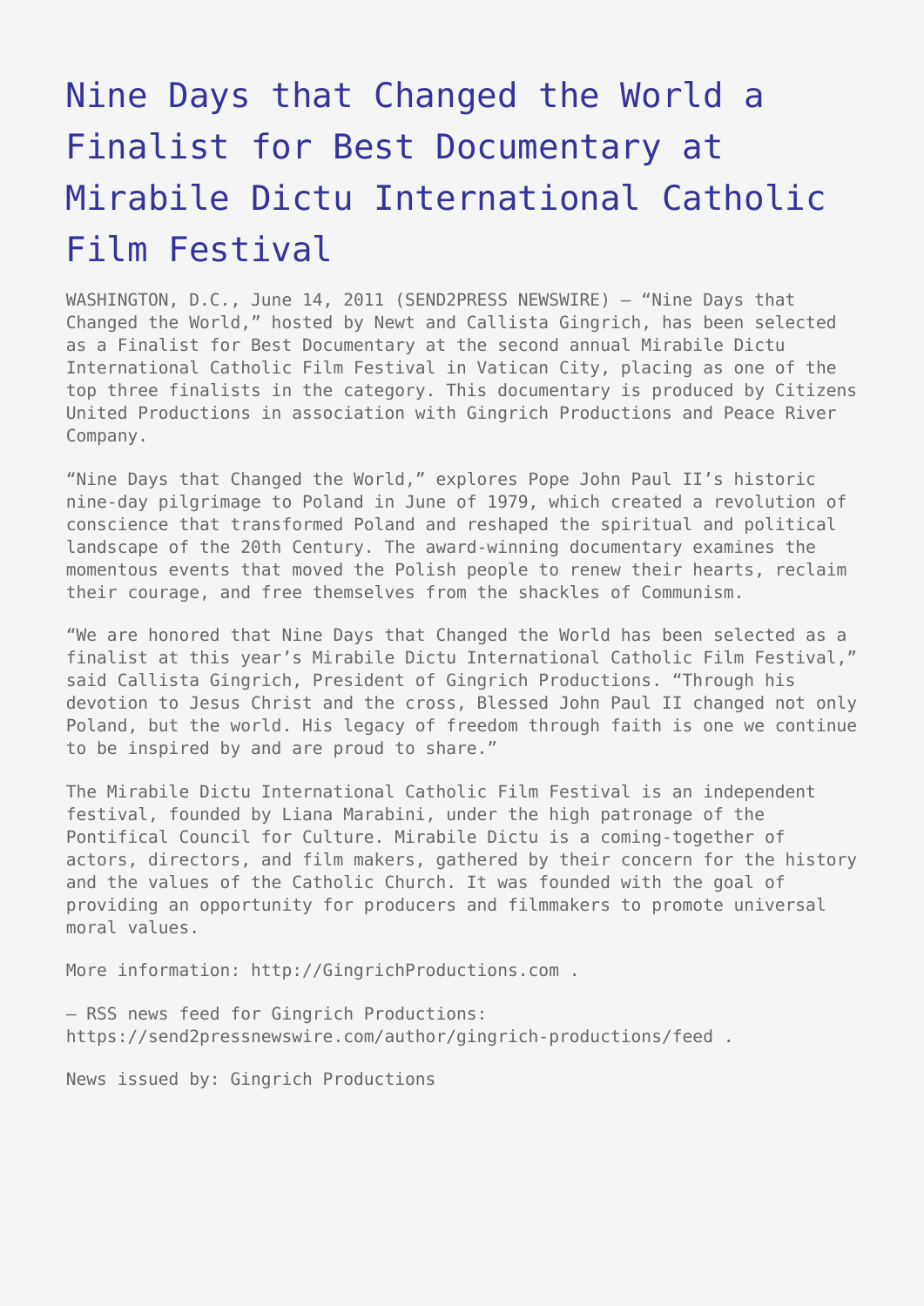# Nine Days that Changed the World a Finalist for Best Documentary at Mirabile Dictu International Catholic Film Festival

WASHINGTON, D.C., June 14, 2011 (SEND2PRESS NEWSWIRE) — "Nine Days that Changed the World," hosted by Newt and Callista Gingrich, has been selected as a Finalist for Best Documentary at the second annual Mirabile Dictu International Catholic Film Festival in Vatican City, placing as one of the top three finalists in the category. This documentary is produced by Citizens United Productions in association with Gingrich Productions and Peace River Company.

"Nine Days that Changed the World," explores Pope John Paul II's historic nine-day pilgrimage to Poland in June of 1979, which created a revolution of conscience that transformed Poland and reshaped the spiritual and political landscape of the 20th Century. The award-winning documentary examines the momentous events that moved the Polish people to renew their hearts, reclaim their courage, and free themselves from the shackles of Communism.

"We are honored that Nine Days that Changed the World has been selected as a finalist at this year's Mirabile Dictu International Catholic Film Festival," said Callista Gingrich, President of Gingrich Productions. "Through his devotion to Jesus Christ and the cross, Blessed John Paul II changed not only Poland, but the world. His legacy of freedom through faith is one we continue to be inspired by and are proud to share."

The Mirabile Dictu International Catholic Film Festival is an independent festival, founded by Liana Marabini, under the high patronage of the Pontifical Council for Culture. Mirabile Dictu is a coming-together of actors, directors, and film makers, gathered by their concern for the history and the values of the Catholic Church. It was founded with the goal of providing an opportunity for producers and filmmakers to promote universal moral values.

More information: http://GingrichProductions.com .

— RSS news feed for Gingrich Productions: https://send2pressnewswire.com/author/gingrich-productions/feed .

News issued by: Gingrich Productions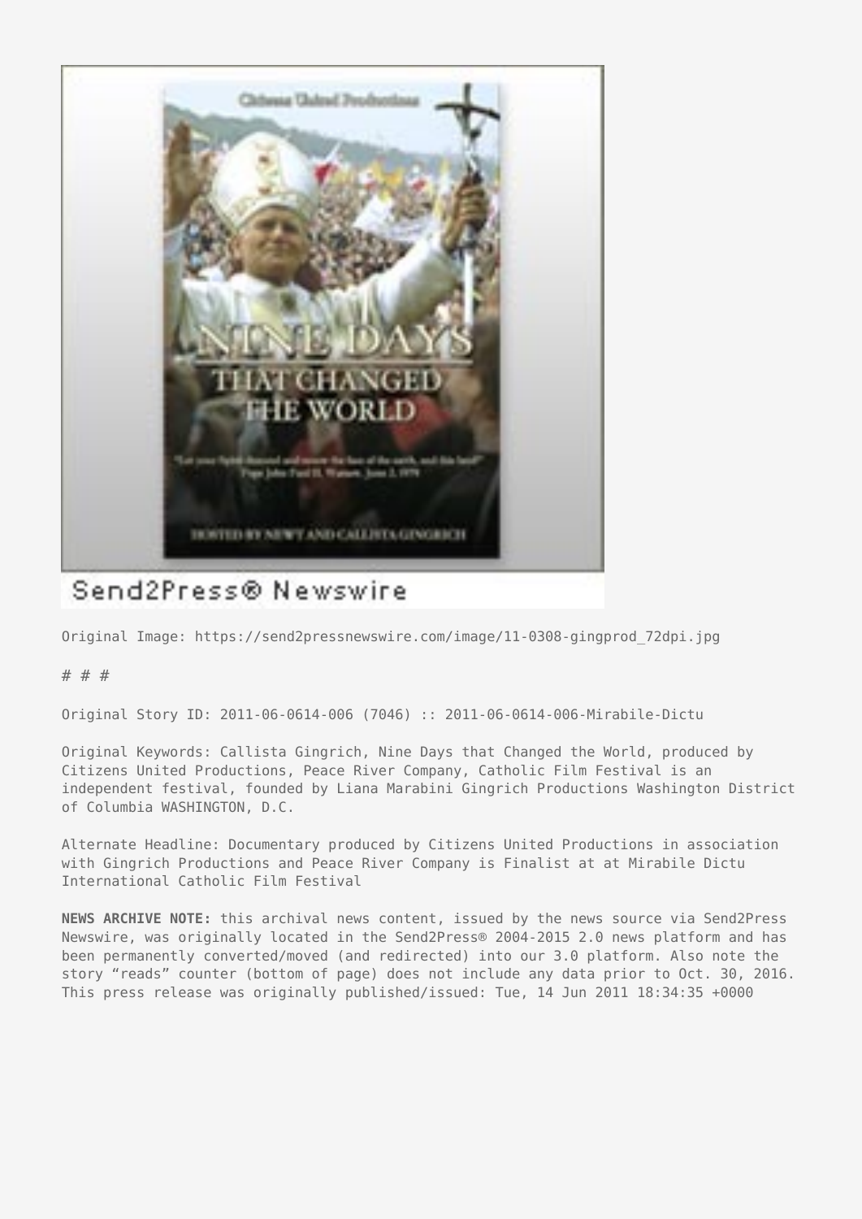Original Image: https://send2pressnewswire.com/image/11-0308-gingprod_72dpi.jpg

# # #

Original Story ID: 2011-06-0614-006 (7046) :: 2011-06-0614-006-Mirabile-Dictu

Original Keywords: Callista Gingrich, Nine Days that Changed the World, produced by Citizens United Productions, Peace River Company, Catholic Film Festival is an independent festival, founded by Liana Marabini Gingrich Productions Washington District of Columbia WASHINGTON, D.C.

Alternate Headline: Documentary produced by Citizens United Productions in association with Gingrich Productions and Peace River Company is Finalist at at Mirabile Dictu International Catholic Film Festival

**NEWS ARCHIVE NOTE:** this archival news content, issued by the news source via Send2Press Newswire, was originally located in the Send2Press® 2004-2015 2.0 news platform and has been permanently converted/moved (and redirected) into our 3.0 platform. Also note the story "reads" counter (bottom of page) does not include any data prior to Oct. 30, 2016. This press release was originally published/issued: Tue, 14 Jun 2011 18:34:35 +0000